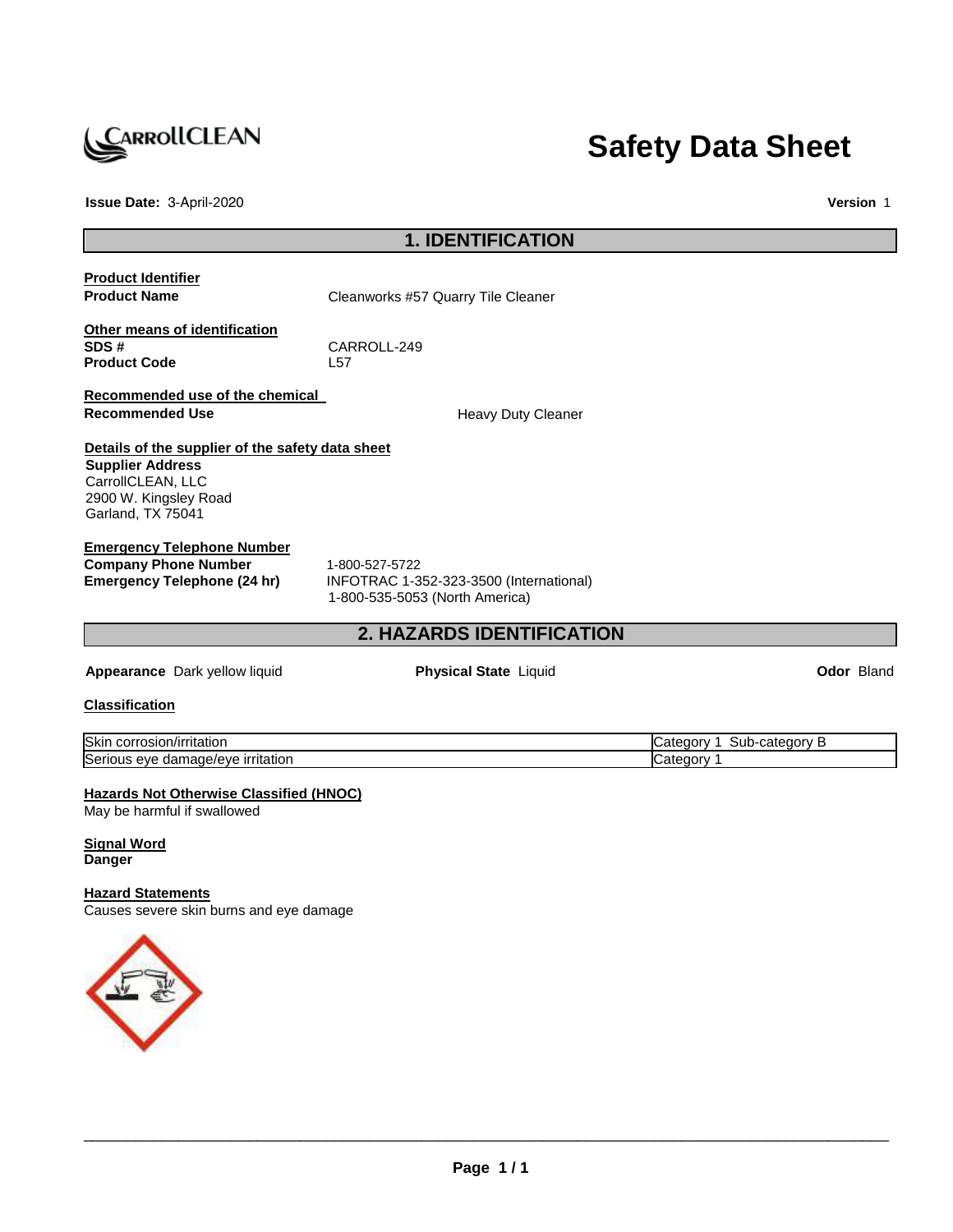**Safety Data Sheet**

**Issue Date:** 3-April-2020

**Version** 1

## 1. IDENTIFICATION

**Product Identifier**

**Product Name** Cleanworks #57 Quarry Tile Cleaner

**Other means of identification**

**SDS #** CARROLL-249

**Product Code** L57

**Recommended use of the chemical**

**Recommended Use** Heavy Duty Cleaner

**Details of the supplier of the safety data sheet**

**Supplier Address**
CarrollCLEAN, LLC
2900 W. Kingsley Road
Garland, TX 75041

**Emergency Telephone Number**

**Company Phone Number** 1-800-527-5722

**Emergency Telephone (24 hr)** INFOTRAC 1-352-323-3500 (International)
1-800-535-5053 (North America)

## 2. HAZARDS IDENTIFICATION

**Appearance** Dark yellow liquid **Physical State** Liquid **Odor** Bland

**Classification**

| | |
|---|---|
| Skin corrosion/irritation | Category 1 Sub-category B |
| Serious eye damage/eye irritation | Category 1 |

**Hazards Not Otherwise Classified (HNOC)**

May be harmful if swallowed

**Signal Word**

**Danger**

**Hazard Statements**

Causes severe skin burns and eye damage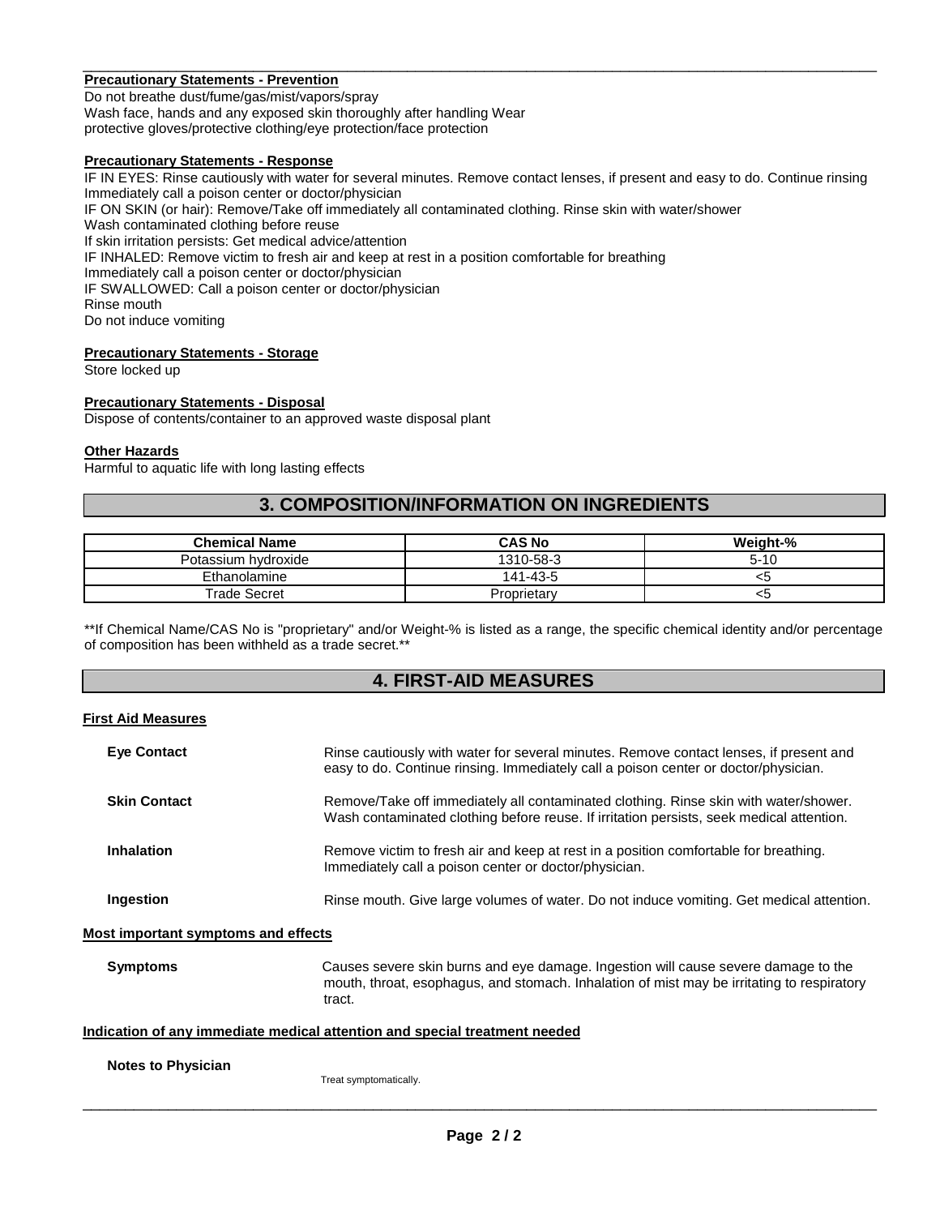**Precautionary Statements - Prevention**

Do not breathe dust/fume/gas/mist/vapors/spray
Wash face, hands and any exposed skin thoroughly after handling Wear
protective gloves/protective clothing/eye protection/face protection

**Precautionary Statements - Response**

IF IN EYES: Rinse cautiously with water for several minutes. Remove contact lenses, if present and easy to do. Continue rinsing
Immediately call a poison center or doctor/physician
IF ON SKIN (or hair): Remove/Take off immediately all contaminated clothing. Rinse skin with water/shower
Wash contaminated clothing before reuse
If skin irritation persists: Get medical advice/attention
IF INHALED: Remove victim to fresh air and keep at rest in a position comfortable for breathing
Immediately call a poison center or doctor/physician
IF SWALLOWED: Call a poison center or doctor/physician
Rinse mouth
Do not induce vomiting

**Precautionary Statements - Storage**

Store locked up

**Precautionary Statements - Disposal**

Dispose of contents/container to an approved waste disposal plant

**Other Hazards**

Harmful to aquatic life with long lasting effects

## 3. COMPOSITION/INFORMATION ON INGREDIENTS

| Chemical Name | CAS No | Weight-% |
|---|---|---|
| Potassium hydroxide | 1310-58-3 | 5-10 |
| Ethanolamine | 141-43-5 | <5 |
| Trade Secret | Proprietary | <5 |

**If Chemical Name/CAS No is "proprietary" and/or Weight-% is listed as a range, the specific chemical identity and/or percentage of composition has been withheld as a trade secret.**

## 4. FIRST-AID MEASURES

**First Aid Measures**

**Eye Contact**
Rinse cautiously with water for several minutes. Remove contact lenses, if present and easy to do. Continue rinsing. Immediately call a poison center or doctor/physician.

**Skin Contact**
Remove/Take off immediately all contaminated clothing. Rinse skin with water/shower. Wash contaminated clothing before reuse. If irritation persists, seek medical attention.

**Inhalation**
Remove victim to fresh air and keep at rest in a position comfortable for breathing. Immediately call a poison center or doctor/physician.

**Ingestion**
Rinse mouth. Give large volumes of water. Do not induce vomiting. Get medical attention.

**Most important symptoms and effects**

**Symptoms**
Causes severe skin burns and eye damage. Ingestion will cause severe damage to the mouth, throat, esophagus, and stomach. Inhalation of mist may be irritating to respiratory tract.

**Indication of any immediate medical attention and special treatment needed**

**Notes to Physician**
Treat symptomatically.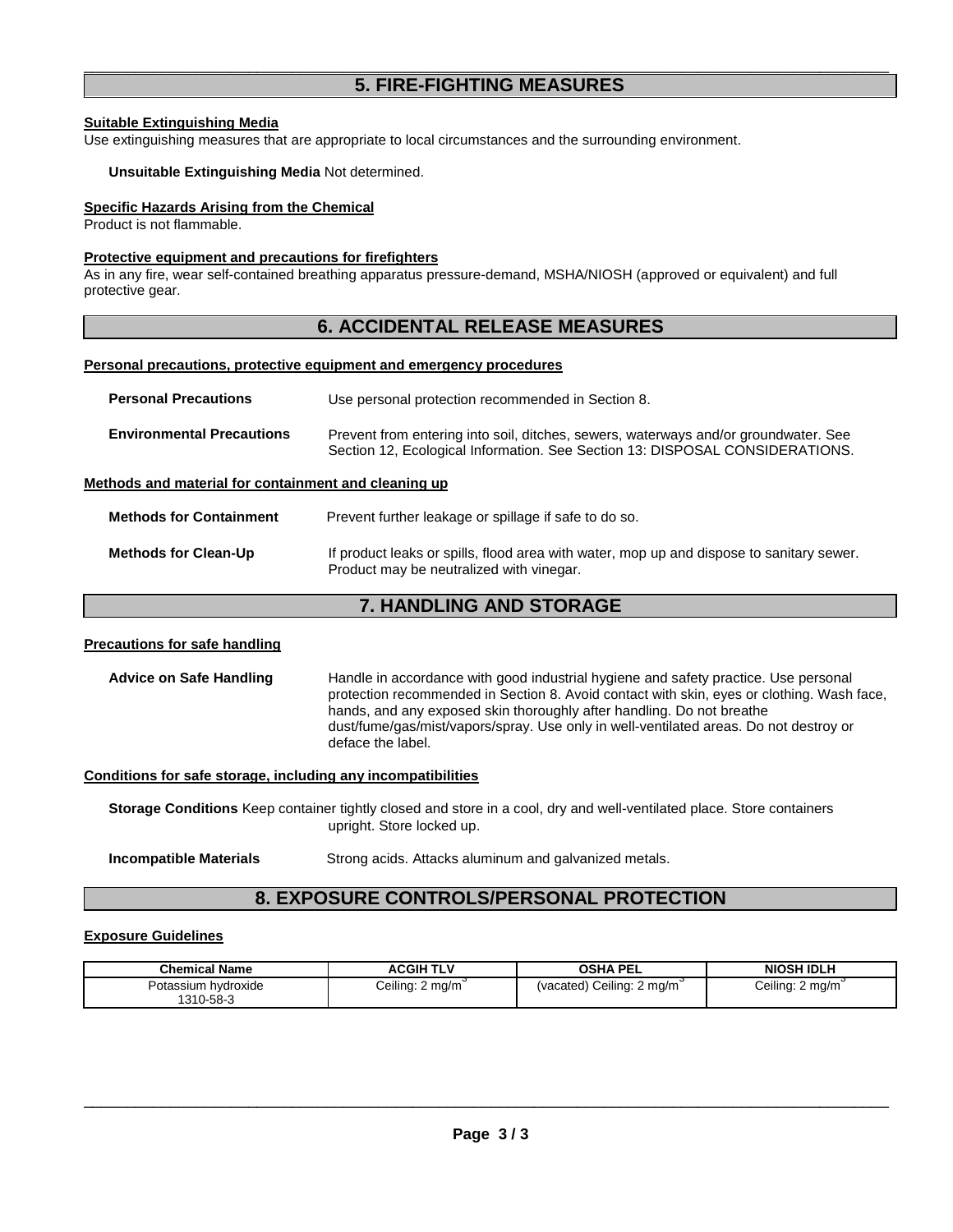## 5. FIRE-FIGHTING MEASURES

**Suitable Extinguishing Media**
Use extinguishing measures that are appropriate to local circumstances and the surrounding environment.

**Unsuitable Extinguishing Media** Not determined.

**Specific Hazards Arising from the Chemical**
Product is not flammable.

**Protective equipment and precautions for firefighters**
As in any fire, wear self-contained breathing apparatus pressure-demand, MSHA/NIOSH (approved or equivalent) and full protective gear.

## 6. ACCIDENTAL RELEASE MEASURES

**Personal precautions, protective equipment and emergency procedures**

**Personal Precautions** Use personal protection recommended in Section 8.

**Environmental Precautions** Prevent from entering into soil, ditches, sewers, waterways and/or groundwater. See Section 12, Ecological Information. See Section 13: DISPOSAL CONSIDERATIONS.

**Methods and material for containment and cleaning up**

**Methods for Containment** Prevent further leakage or spillage if safe to do so.

**Methods for Clean-Up** If product leaks or spills, flood area with water, mop up and dispose to sanitary sewer. Product may be neutralized with vinegar.

## 7. HANDLING AND STORAGE

**Precautions for safe handling**

**Advice on Safe Handling** Handle in accordance with good industrial hygiene and safety practice. Use personal protection recommended in Section 8. Avoid contact with skin, eyes or clothing. Wash face, hands, and any exposed skin thoroughly after handling. Do not breathe dust/fume/gas/mist/vapors/spray. Use only in well-ventilated areas. Do not destroy or deface the label.

**Conditions for safe storage, including any incompatibilities**

**Storage Conditions** Keep container tightly closed and store in a cool, dry and well-ventilated place. Store containers upright. Store locked up.

**Incompatible Materials** Strong acids. Attacks aluminum and galvanized metals.

## 8. EXPOSURE CONTROLS/PERSONAL PROTECTION

**Exposure Guidelines**

| Chemical Name | ACGIH TLV | OSHA PEL | NIOSH IDLH |
|---|---|---|---|
| Potassium hydroxide 1310-58-3 | Ceiling: 2 mg/m$^3$ | (vacated) Ceiling: 2 mg/m$^3$ | Ceiling: 2 mg/m$^3$ |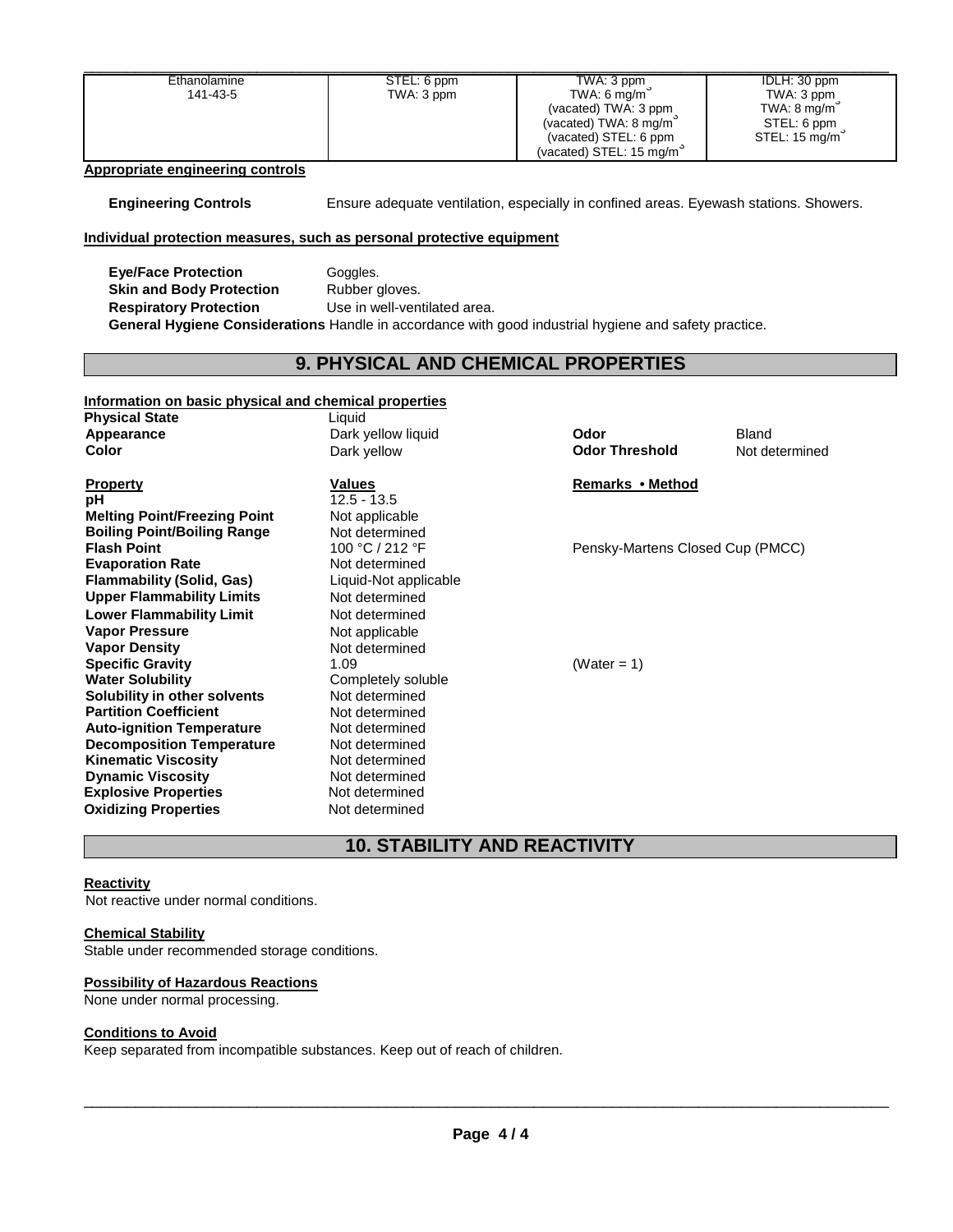| Ethanolamine 141-43-5 | STEL: 6 ppm TWA: 3 ppm | TWA: 3 ppm TWA: 6 mg/m³ (vacated) TWA: 3 ppm (vacated) TWA: 8 mg/m³ (vacated) STEL: 6 ppm (vacated) STEL: 15 mg/m³ | IDLH: 30 ppm TWA: 3 ppm TWA: 8 mg/m³ STEL: 6 ppm STEL: 15 mg/m³ |
|---|---|---|---|

**Appropriate engineering controls**

**Engineering Controls** Ensure adequate ventilation, especially in confined areas. Eyewash stations. Showers.

**Individual protection measures, such as personal protective equipment**

**Eye/Face Protection** Goggles.
**Skin and Body Protection** Rubber gloves.
**Respiratory Protection** Use in well-ventilated area.
**General Hygiene Considerations** Handle in accordance with good industrial hygiene and safety practice.

## 9. PHYSICAL AND CHEMICAL PROPERTIES

**Information on basic physical and chemical properties**

**Physical State** Liquid
**Appearance** Dark yellow liquid **Odor** Bland
**Color** Dark yellow **Odor Threshold** Not determined

| Property | Values | Remarks • Method |
|---|---|---|
| **pH** | 12.5 - 13.5 | |
| **Melting Point/Freezing Point** | Not applicable | |
| **Boiling Point/Boiling Range** | Not determined | |
| **Flash Point** | 100 °C / 212 °F | Pensky-Martens Closed Cup (PMCC) |
| **Evaporation Rate** | Not determined | |
| **Flammability (Solid, Gas)** | Liquid-Not applicable | |
| **Upper Flammability Limits** | Not determined | |
| **Lower Flammability Limit** | Not determined | |
| **Vapor Pressure** | Not applicable | |
| **Vapor Density** | Not determined | |
| **Specific Gravity** | 1.09 | (Water = 1) |
| **Water Solubility** | Completely soluble | |
| **Solubility in other solvents** | Not determined | |
| **Partition Coefficient** | Not determined | |
| **Auto-ignition Temperature** | Not determined | |
| **Decomposition Temperature** | Not determined | |
| **Kinematic Viscosity** | Not determined | |
| **Dynamic Viscosity** | Not determined | |
| **Explosive Properties** | Not determined | |
| **Oxidizing Properties** | Not determined | |

## 10. STABILITY AND REACTIVITY

**Reactivity**
Not reactive under normal conditions.

**Chemical Stability**
Stable under recommended storage conditions.

**Possibility of Hazardous Reactions**
None under normal processing.

**Conditions to Avoid**
Keep separated from incompatible substances. Keep out of reach of children.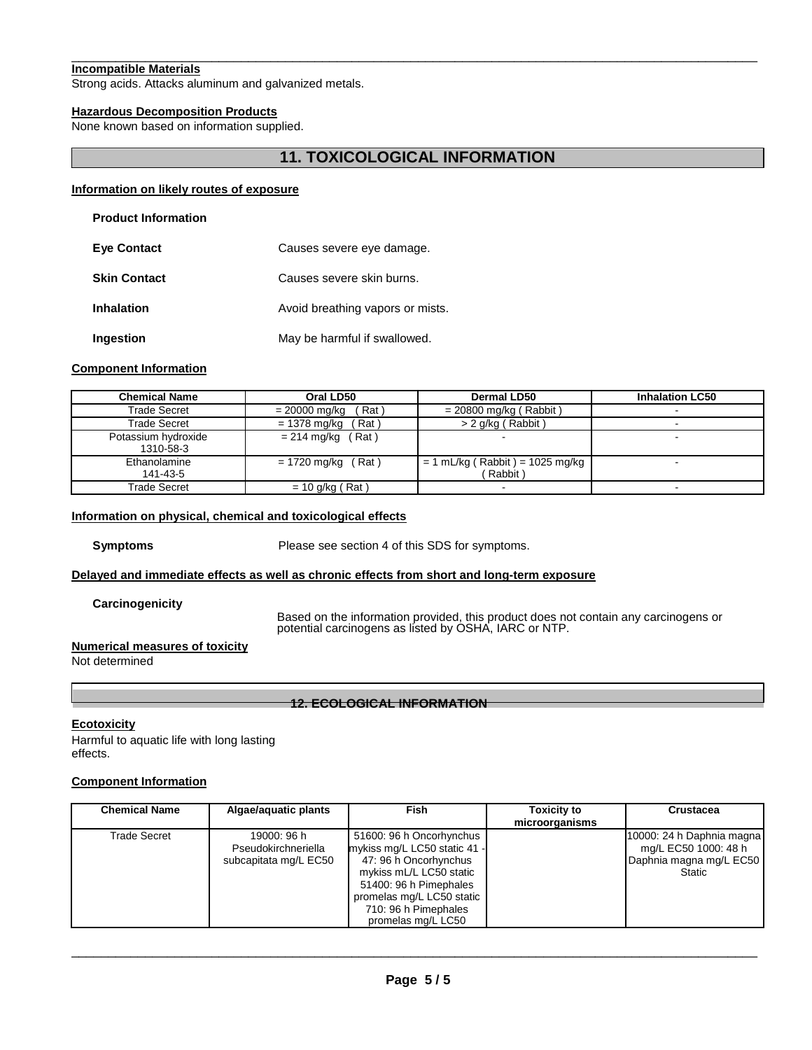**Incompatible Materials**

Strong acids. Attacks aluminum and galvanized metals.

**Hazardous Decomposition Products**

None known based on information supplied.

## 11. TOXICOLOGICAL INFORMATION

**Information on likely routes of exposure**

**Product Information**

**Eye Contact** Causes severe eye damage.

**Skin Contact** Causes severe skin burns.

**Inhalation** Avoid breathing vapors or mists.

**Ingestion** May be harmful if swallowed.

**Component Information**

| Chemical Name | Oral LD50 | Dermal LD50 | Inhalation LC50 |
|---|---|---|---|
| Trade Secret | = 20000 mg/kg ( Rat ) | = 20800 mg/kg ( Rabbit ) | - |
| Trade Secret | = 1378 mg/kg ( Rat ) | > 2 g/kg ( Rabbit ) | - |
| Potassium hydroxide 1310-58-3 | = 214 mg/kg ( Rat ) | - | - |
| Ethanolamine 141-43-5 | = 1720 mg/kg ( Rat ) | = 1 mL/kg ( Rabbit ) = 1025 mg/kg ( Rabbit ) | - |
| Trade Secret | = 10 g/kg ( Rat ) | - | - |

**Information on physical, chemical and toxicological effects**

**Symptoms** Please see section 4 of this SDS for symptoms.

**Delayed and immediate effects as well as chronic effects from short and long-term exposure**

**Carcinogenicity**

Based on the information provided, this product does not contain any carcinogens or potential carcinogens as listed by OSHA, IARC or NTP.

**Numerical measures of toxicity**

Not determined

## 12. ECOLOGICAL INFORMATION

**Ecotoxicity**

Harmful to aquatic life with long lasting effects.

**Component Information**

| Chemical Name | Algae/aquatic plants | Fish | Toxicity to microorganisms | Crustacea |
|---|---|---|---|---|
| Trade Secret | 19000: 96 h Pseudokirchneriella subcapitata mg/L EC50 | 51600: 96 h Oncorhynchus mykiss mg/L LC50 static 41 - 47: 96 h Oncorhynchus mykiss mL/L LC50 static 51400: 96 h Pimephales promelas mg/L LC50 static 710: 96 h Pimephales promelas mg/L LC50 | | 10000: 24 h Daphnia magna mg/L EC50 1000: 48 h Daphnia magna mg/L EC50 Static |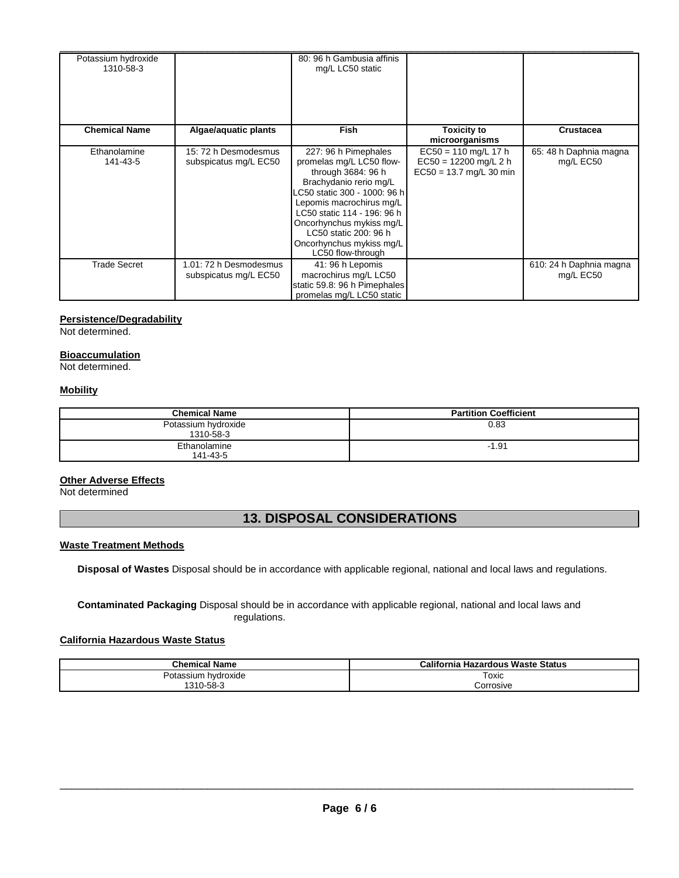| Chemical Name | Algae/aquatic plants | Fish | Toxicity to microorganisms | Crustacea |
|---|---|---|---|---|
| Potassium hydroxide 1310-58-3 | | 80: 96 h Gambusia affinis mg/L LC50 static | | |
| Ethanolamine 141-43-5 | 15: 72 h Desmodesmus subspicatus mg/L EC50 | 227: 96 h Pimephales promelas mg/L LC50 flow-through 3684: 96 h Brachydanio rerio mg/L LC50 static 300 - 1000: 96 h Lepomis macrochirus mg/L LC50 static 114 - 196: 96 h Oncorhynchus mykiss mg/L LC50 static 200: 96 h Oncorhynchus mykiss mg/L LC50 flow-through | EC50 = 110 mg/L 17 h EC50 = 12200 mg/L 2 h EC50 = 13.7 mg/L 30 min | 65: 48 h Daphnia magna mg/L EC50 |
| Trade Secret | 1.01: 72 h Desmodesmus subspicatus mg/L EC50 | 41: 96 h Lepomis macrochirus mg/L LC50 static 59.8: 96 h Pimephales promelas mg/L LC50 static | | 610: 24 h Daphnia magna mg/L EC50 |

**Persistence/Degradability**

Not determined.

**Bioaccumulation**

Not determined.

**Mobility**

| Chemical Name | Partition Coefficient |
|---|---|
| Potassium hydroxide 1310-58-3 | 0.83 |
| Ethanolamine 141-43-5 | -1.91 |

**Other Adverse Effects**

Not determined

## 13. DISPOSAL CONSIDERATIONS

**Waste Treatment Methods**

**Disposal of Wastes** Disposal should be in accordance with applicable regional, national and local laws and regulations.

**Contaminated Packaging** Disposal should be in accordance with applicable regional, national and local laws and regulations.

**California Hazardous Waste Status**

| Chemical Name | California Hazardous Waste Status |
|---|---|
| Potassium hydroxide 1310-58-3 | Toxic Corrosive |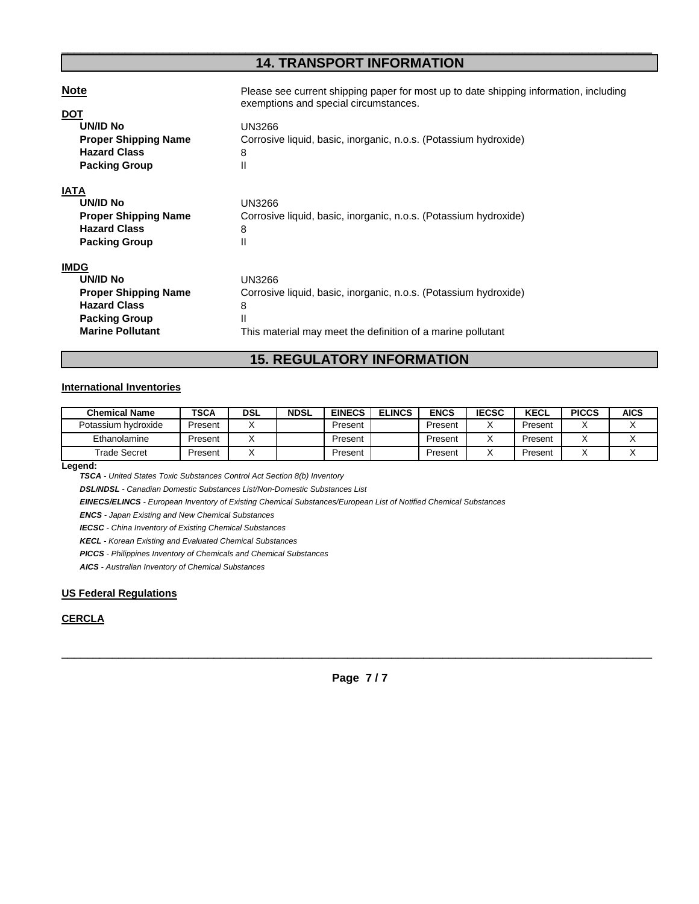## 14. TRANSPORT INFORMATION

**Note**
Please see current shipping paper for most up to date shipping information, including exemptions and special circumstances.

**DOT**

| | |
|---|---|
| **UN/ID No** | UN3266 |
| **Proper Shipping Name** | Corrosive liquid, basic, inorganic, n.o.s. (Potassium hydroxide) |
| **Hazard Class** | 8 |
| **Packing Group** | II |

**IATA**

| | |
|---|---|
| **UN/ID No** | UN3266 |
| **Proper Shipping Name** | Corrosive liquid, basic, inorganic, n.o.s. (Potassium hydroxide) |
| **Hazard Class** | 8 |
| **Packing Group** | II |

**IMDG**

| | |
|---|---|
| **UN/ID No** | UN3266 |
| **Proper Shipping Name** | Corrosive liquid, basic, inorganic, n.o.s. (Potassium hydroxide) |
| **Hazard Class** | 8 |
| **Packing Group** | II |
| **Marine Pollutant** | This material may meet the definition of a marine pollutant |

## 15. REGULATORY INFORMATION

**International Inventories**

| Chemical Name | TSCA | DSL | NDSL | EINECS | ELINCS | ENCS | IECSC | KECL | PICCS | AICS |
|---|---|---|---|---|---|---|---|---|---|---|
| Potassium hydroxide | Present | X | | Present | | Present | X | Present | X | X |
| Ethanolamine | Present | X | | Present | | Present | X | Present | X | X |
| Trade Secret | Present | X | | Present | | Present | X | Present | X | X |

**Legend:**

***TSCA*** *- United States Toxic Substances Control Act Section 8(b) Inventory*

***DSL/NDSL*** *- Canadian Domestic Substances List/Non-Domestic Substances List*

***EINECS/ELINCS*** *- European Inventory of Existing Chemical Substances/European List of Notified Chemical Substances*

***ENCS*** *- Japan Existing and New Chemical Substances*

***IECSC*** *- China Inventory of Existing Chemical Substances*

***KECL*** *- Korean Existing and Evaluated Chemical Substances*

***PICCS*** *- Philippines Inventory of Chemicals and Chemical Substances*

***AICS*** *- Australian Inventory of Chemical Substances*

**US Federal Regulations**

**CERCLA**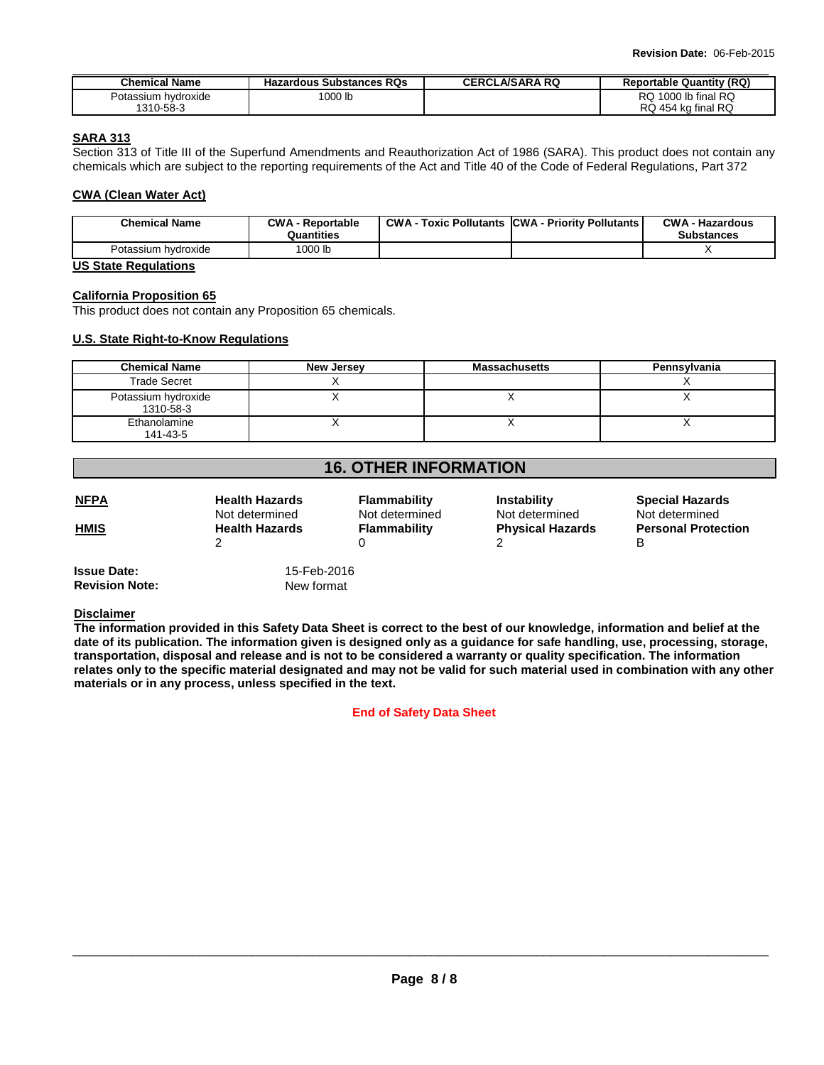| Chemical Name | Hazardous Substances RQs | CERCLA/SARA RQ | Reportable Quantity (RQ) |
|---|---|---|---|
| Potassium hydroxide 1310-58-3 | 1000 lb | | RQ 1000 lb final RQ RQ 454 kg final RQ |

**SARA 313**

Section 313 of Title III of the Superfund Amendments and Reauthorization Act of 1986 (SARA). This product does not contain any chemicals which are subject to the reporting requirements of the Act and Title 40 of the Code of Federal Regulations, Part 372

**CWA (Clean Water Act)**

| Chemical Name | CWA - Reportable Quantities | CWA - Toxic Pollutants | CWA - Priority Pollutants | CWA - Hazardous Substances |
|---|---|---|---|---|
| Potassium hydroxide | 1000 lb | | | X |

**US State Regulations**

**California Proposition 65**

This product does not contain any Proposition 65 chemicals.

**U.S. State Right-to-Know Regulations**

| Chemical Name | New Jersey | Massachusetts | Pennsylvania |
|---|---|---|---|
| Trade Secret | X | | X |
| Potassium hydroxide 1310-58-3 | X | X | X |
| Ethanolamine 141-43-5 | X | X | X |

## 16. OTHER INFORMATION

| | | | | |
|---|---|---|---|---|
| **NFPA** | **Health Hazards** Not determined | **Flammability** Not determined | **Instability** Not determined | **Special Hazards** Not determined |
| **HMIS** | **Health Hazards** 2 | **Flammability** 0 | **Physical Hazards** 2 | **Personal Protection** B |

**Issue Date:** 15-Feb-2016
**Revision Note:** New format

**Disclaimer**

**The information provided in this Safety Data Sheet is correct to the best of our knowledge, information and belief at the date of its publication. The information given is designed only as a guidance for safe handling, use, processing, storage, transportation, disposal and release and is not to be considered a warranty or quality specification. The information relates only to the specific material designated and may not be valid for such material used in combination with any other materials or in any process, unless specified in the text.**

**End of Safety Data Sheet**